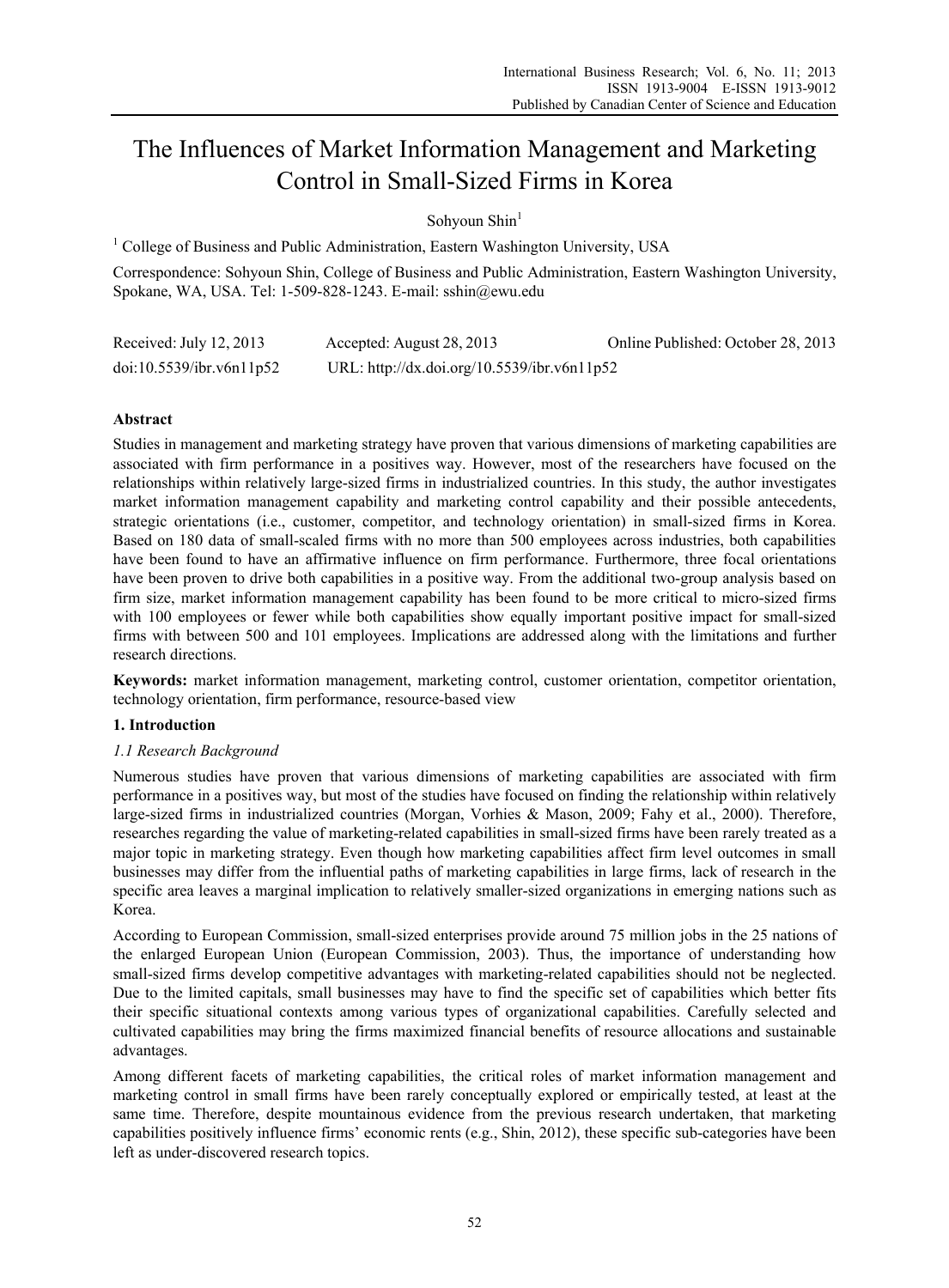# The Influences of Market Information Management and Marketing Control in Small-Sized Firms in Korea

Sohyoun Shin[1]

[1] College of Business and Public Administration, Eastern Washington University, USA

Correspondence: Sohyoun Shin, College of Business and Public Administration, Eastern Washington University, Spokane, WA, USA. Tel: 1-509-828-1243. E-mail: sshin@ewu.edu

| Received: July 12, 2013 | Accepted: August 28, 2013 | Online Published: October 28, 2013 |
|---|---|---|
| doi:10.5539/ibr.v6n11p52 | URL: http://dx.doi.org/10.5539/ibr.v6n11p52 | |

## Abstract

Studies in management and marketing strategy have proven that various dimensions of marketing capabilities are associated with firm performance in a positives way. However, most of the researchers have focused on the relationships within relatively large-sized firms in industrialized countries. In this study, the author investigates market information management capability and marketing control capability and their possible antecedents, strategic orientations (i.e., customer, competitor, and technology orientation) in small-sized firms in Korea. Based on 180 data of small-scaled firms with no more than 500 employees across industries, both capabilities have been found to have an affirmative influence on firm performance. Furthermore, three focal orientations have been proven to drive both capabilities in a positive way. From the additional two-group analysis based on firm size, market information management capability has been found to be more critical to micro-sized firms with 100 employees or fewer while both capabilities show equally important positive impact for small-sized firms with between 500 and 101 employees. Implications are addressed along with the limitations and further research directions.

**Keywords:** market information management, marketing control, customer orientation, competitor orientation, technology orientation, firm performance, resource-based view

## 1. Introduction

### *1.1 Research Background*

Numerous studies have proven that various dimensions of marketing capabilities are associated with firm performance in a positives way, but most of the studies have focused on finding the relationship within relatively large-sized firms in industrialized countries (Morgan, Vorhies & Mason, 2009; Fahy et al., 2000). Therefore, researches regarding the value of marketing-related capabilities in small-sized firms have been rarely treated as a major topic in marketing strategy. Even though how marketing capabilities affect firm level outcomes in small businesses may differ from the influential paths of marketing capabilities in large firms, lack of research in the specific area leaves a marginal implication to relatively smaller-sized organizations in emerging nations such as Korea.

According to European Commission, small-sized enterprises provide around 75 million jobs in the 25 nations of the enlarged European Union (European Commission, 2003). Thus, the importance of understanding how small-sized firms develop competitive advantages with marketing-related capabilities should not be neglected. Due to the limited capitals, small businesses may have to find the specific set of capabilities which better fits their specific situational contexts among various types of organizational capabilities. Carefully selected and cultivated capabilities may bring the firms maximized financial benefits of resource allocations and sustainable advantages.

Among different facets of marketing capabilities, the critical roles of market information management and marketing control in small firms have been rarely conceptually explored or empirically tested, at least at the same time. Therefore, despite mountainous evidence from the previous research undertaken, that marketing capabilities positively influence firms' economic rents (e.g., Shin, 2012), these specific sub-categories have been left as under-discovered research topics.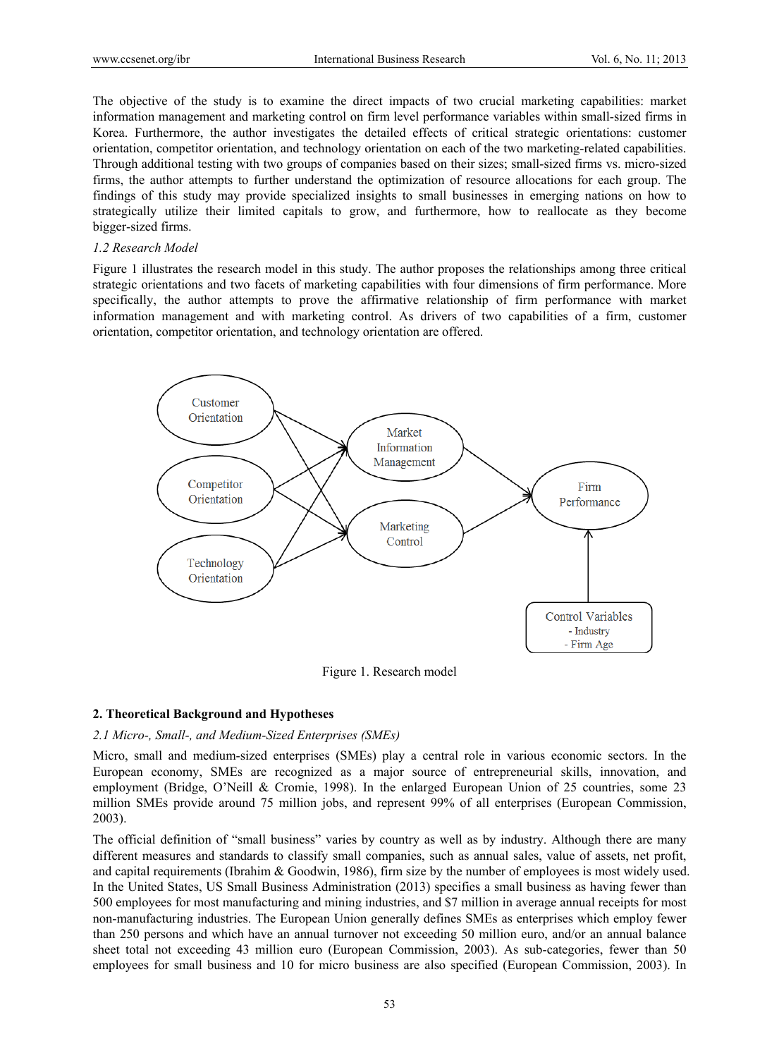The objective of the study is to examine the direct impacts of two crucial marketing capabilities: market information management and marketing control on firm level performance variables within small-sized firms in Korea. Furthermore, the author investigates the detailed effects of critical strategic orientations: customer orientation, competitor orientation, and technology orientation on each of the two marketing-related capabilities. Through additional testing with two groups of companies based on their sizes; small-sized firms vs. micro-sized firms, the author attempts to further understand the optimization of resource allocations for each group. The findings of this study may provide specialized insights to small businesses in emerging nations on how to strategically utilize their limited capitals to grow, and furthermore, how to reallocate as they become bigger-sized firms.

*1.2 Research Model*

Figure 1 illustrates the research model in this study. The author proposes the relationships among three critical strategic orientations and two facets of marketing capabilities with four dimensions of firm performance. More specifically, the author attempts to prove the affirmative relationship of firm performance with market information management and with marketing control. As drivers of two capabilities of a firm, customer orientation, competitor orientation, and technology orientation are offered.

Figure 1. Research model

## 2. Theoretical Background and Hypotheses

*2.1 Micro-, Small-, and Medium-Sized Enterprises (SMEs)*

Micro, small and medium-sized enterprises (SMEs) play a central role in various economic sectors. In the European economy, SMEs are recognized as a major source of entrepreneurial skills, innovation, and employment (Bridge, O'Neill & Cromie, 1998). In the enlarged European Union of 25 countries, some 23 million SMEs provide around 75 million jobs, and represent 99% of all enterprises (European Commission, 2003).

The official definition of "small business" varies by country as well as by industry. Although there are many different measures and standards to classify small companies, such as annual sales, value of assets, net profit, and capital requirements (Ibrahim & Goodwin, 1986), firm size by the number of employees is most widely used. In the United States, US Small Business Administration (2013) specifies a small business as having fewer than 500 employees for most manufacturing and mining industries, and $7 million in average annual receipts for most non-manufacturing industries. The European Union generally defines SMEs as enterprises which employ fewer than 250 persons and which have an annual turnover not exceeding 50 million euro, and/or an annual balance sheet total not exceeding 43 million euro (European Commission, 2003). As sub-categories, fewer than 50 employees for small business and 10 for micro business are also specified (European Commission, 2003). In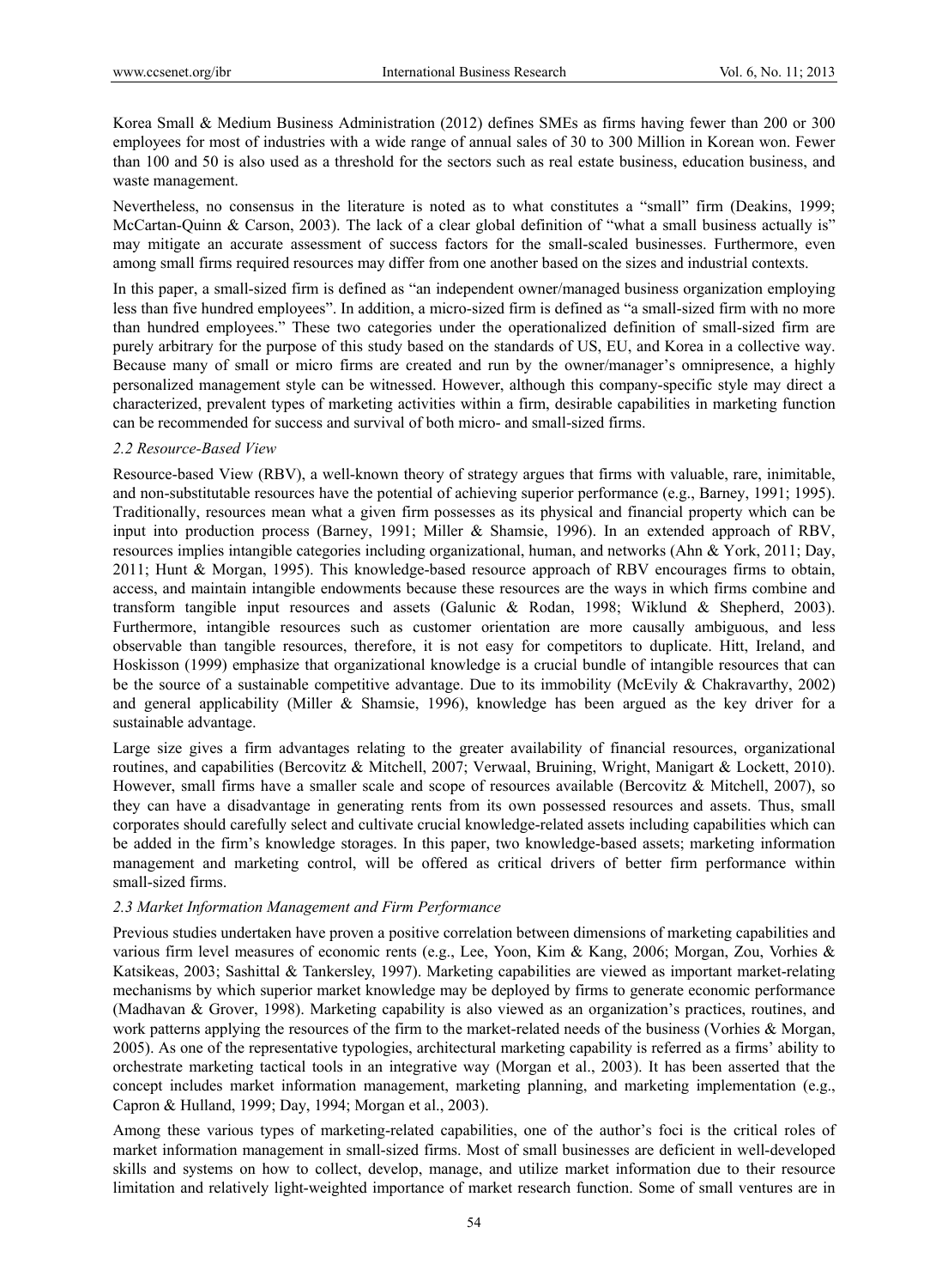Korea Small & Medium Business Administration (2012) defines SMEs as firms having fewer than 200 or 300 employees for most of industries with a wide range of annual sales of 30 to 300 Million in Korean won. Fewer than 100 and 50 is also used as a threshold for the sectors such as real estate business, education business, and waste management.

Nevertheless, no consensus in the literature is noted as to what constitutes a "small" firm (Deakins, 1999; McCartan-Quinn & Carson, 2003). The lack of a clear global definition of "what a small business actually is" may mitigate an accurate assessment of success factors for the small-scaled businesses. Furthermore, even among small firms required resources may differ from one another based on the sizes and industrial contexts.

In this paper, a small-sized firm is defined as "an independent owner/managed business organization employing less than five hundred employees". In addition, a micro-sized firm is defined as "a small-sized firm with no more than hundred employees." These two categories under the operationalized definition of small-sized firm are purely arbitrary for the purpose of this study based on the standards of US, EU, and Korea in a collective way. Because many of small or micro firms are created and run by the owner/manager's omnipresence, a highly personalized management style can be witnessed. However, although this company-specific style may direct a characterized, prevalent types of marketing activities within a firm, desirable capabilities in marketing function can be recommended for success and survival of both micro- and small-sized firms.

### 2.2 Resource-Based View

Resource-based View (RBV), a well-known theory of strategy argues that firms with valuable, rare, inimitable, and non-substitutable resources have the potential of achieving superior performance (e.g., Barney, 1991; 1995). Traditionally, resources mean what a given firm possesses as its physical and financial property which can be input into production process (Barney, 1991; Miller & Shamsie, 1996). In an extended approach of RBV, resources implies intangible categories including organizational, human, and networks (Ahn & York, 2011; Day, 2011; Hunt & Morgan, 1995). This knowledge-based resource approach of RBV encourages firms to obtain, access, and maintain intangible endowments because these resources are the ways in which firms combine and transform tangible input resources and assets (Galunic & Rodan, 1998; Wiklund & Shepherd, 2003). Furthermore, intangible resources such as customer orientation are more causally ambiguous, and less observable than tangible resources, therefore, it is not easy for competitors to duplicate. Hitt, Ireland, and Hoskisson (1999) emphasize that organizational knowledge is a crucial bundle of intangible resources that can be the source of a sustainable competitive advantage. Due to its immobility (McEvily & Chakravarthy, 2002) and general applicability (Miller & Shamsie, 1996), knowledge has been argued as the key driver for a sustainable advantage.

Large size gives a firm advantages relating to the greater availability of financial resources, organizational routines, and capabilities (Bercovitz & Mitchell, 2007; Verwaal, Bruining, Wright, Manigart & Lockett, 2010). However, small firms have a smaller scale and scope of resources available (Bercovitz & Mitchell, 2007), so they can have a disadvantage in generating rents from its own possessed resources and assets. Thus, small corporates should carefully select and cultivate crucial knowledge-related assets including capabilities which can be added in the firm's knowledge storages. In this paper, two knowledge-based assets; marketing information management and marketing control, will be offered as critical drivers of better firm performance within small-sized firms.

### 2.3 Market Information Management and Firm Performance

Previous studies undertaken have proven a positive correlation between dimensions of marketing capabilities and various firm level measures of economic rents (e.g., Lee, Yoon, Kim & Kang, 2006; Morgan, Zou, Vorhies & Katsikeas, 2003; Sashittal & Tankersley, 1997). Marketing capabilities are viewed as important market-relating mechanisms by which superior market knowledge may be deployed by firms to generate economic performance (Madhavan & Grover, 1998). Marketing capability is also viewed as an organization's practices, routines, and work patterns applying the resources of the firm to the market-related needs of the business (Vorhies & Morgan, 2005). As one of the representative typologies, architectural marketing capability is referred as a firms' ability to orchestrate marketing tactical tools in an integrative way (Morgan et al., 2003). It has been asserted that the concept includes market information management, marketing planning, and marketing implementation (e.g., Capron & Hulland, 1999; Day, 1994; Morgan et al., 2003).

Among these various types of marketing-related capabilities, one of the author's foci is the critical roles of market information management in small-sized firms. Most of small businesses are deficient in well-developed skills and systems on how to collect, develop, manage, and utilize market information due to their resource limitation and relatively light-weighted importance of market research function. Some of small ventures are in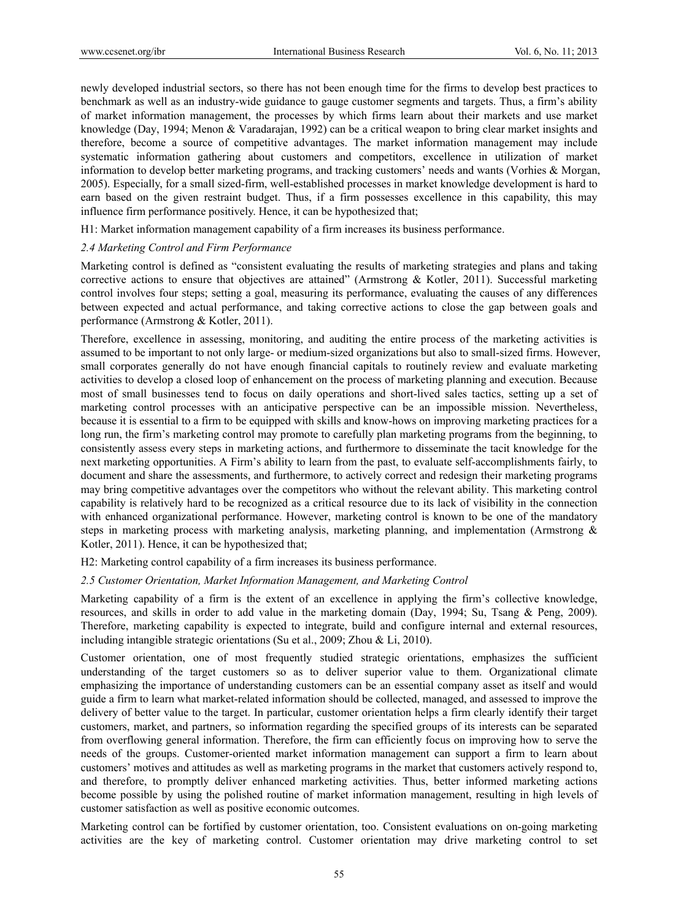newly developed industrial sectors, so there has not been enough time for the firms to develop best practices to benchmark as well as an industry-wide guidance to gauge customer segments and targets. Thus, a firm's ability of market information management, the processes by which firms learn about their markets and use market knowledge (Day, 1994; Menon & Varadarajan, 1992) can be a critical weapon to bring clear market insights and therefore, become a source of competitive advantages. The market information management may include systematic information gathering about customers and competitors, excellence in utilization of market information to develop better marketing programs, and tracking customers' needs and wants (Vorhies & Morgan, 2005). Especially, for a small sized-firm, well-established processes in market knowledge development is hard to earn based on the given restraint budget. Thus, if a firm possesses excellence in this capability, this may influence firm performance positively. Hence, it can be hypothesized that;

H1: Market information management capability of a firm increases its business performance.

### *2.4 Marketing Control and Firm Performance*

Marketing control is defined as "consistent evaluating the results of marketing strategies and plans and taking corrective actions to ensure that objectives are attained" (Armstrong & Kotler, 2011). Successful marketing control involves four steps; setting a goal, measuring its performance, evaluating the causes of any differences between expected and actual performance, and taking corrective actions to close the gap between goals and performance (Armstrong & Kotler, 2011).

Therefore, excellence in assessing, monitoring, and auditing the entire process of the marketing activities is assumed to be important to not only large- or medium-sized organizations but also to small-sized firms. However, small corporates generally do not have enough financial capitals to routinely review and evaluate marketing activities to develop a closed loop of enhancement on the process of marketing planning and execution. Because most of small businesses tend to focus on daily operations and short-lived sales tactics, setting up a set of marketing control processes with an anticipative perspective can be an impossible mission. Nevertheless, because it is essential to a firm to be equipped with skills and know-hows on improving marketing practices for a long run, the firm's marketing control may promote to carefully plan marketing programs from the beginning, to consistently assess every steps in marketing actions, and furthermore to disseminate the tacit knowledge for the next marketing opportunities. A Firm's ability to learn from the past, to evaluate self-accomplishments fairly, to document and share the assessments, and furthermore, to actively correct and redesign their marketing programs may bring competitive advantages over the competitors who without the relevant ability. This marketing control capability is relatively hard to be recognized as a critical resource due to its lack of visibility in the connection with enhanced organizational performance. However, marketing control is known to be one of the mandatory steps in marketing process with marketing analysis, marketing planning, and implementation (Armstrong & Kotler, 2011). Hence, it can be hypothesized that;

H2: Marketing control capability of a firm increases its business performance.

### *2.5 Customer Orientation, Market Information Management, and Marketing Control*

Marketing capability of a firm is the extent of an excellence in applying the firm's collective knowledge, resources, and skills in order to add value in the marketing domain (Day, 1994; Su, Tsang & Peng, 2009). Therefore, marketing capability is expected to integrate, build and configure internal and external resources, including intangible strategic orientations (Su et al., 2009; Zhou & Li, 2010).

Customer orientation, one of most frequently studied strategic orientations, emphasizes the sufficient understanding of the target customers so as to deliver superior value to them. Organizational climate emphasizing the importance of understanding customers can be an essential company asset as itself and would guide a firm to learn what market-related information should be collected, managed, and assessed to improve the delivery of better value to the target. In particular, customer orientation helps a firm clearly identify their target customers, market, and partners, so information regarding the specified groups of its interests can be separated from overflowing general information. Therefore, the firm can efficiently focus on improving how to serve the needs of the groups. Customer-oriented market information management can support a firm to learn about customers' motives and attitudes as well as marketing programs in the market that customers actively respond to, and therefore, to promptly deliver enhanced marketing activities. Thus, better informed marketing actions become possible by using the polished routine of market information management, resulting in high levels of customer satisfaction as well as positive economic outcomes.

Marketing control can be fortified by customer orientation, too. Consistent evaluations on on-going marketing activities are the key of marketing control. Customer orientation may drive marketing control to set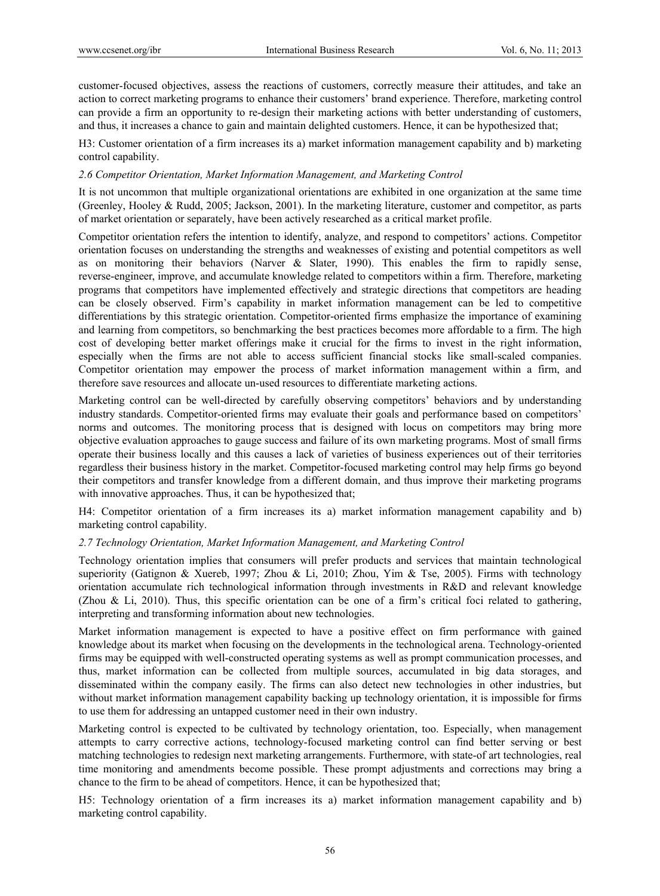customer-focused objectives, assess the reactions of customers, correctly measure their attitudes, and take an action to correct marketing programs to enhance their customers' brand experience. Therefore, marketing control can provide a firm an opportunity to re-design their marketing actions with better understanding of customers, and thus, it increases a chance to gain and maintain delighted customers. Hence, it can be hypothesized that;

H3: Customer orientation of a firm increases its a) market information management capability and b) marketing control capability.

### *2.6 Competitor Orientation, Market Information Management, and Marketing Control*

It is not uncommon that multiple organizational orientations are exhibited in one organization at the same time (Greenley, Hooley & Rudd, 2005; Jackson, 2001). In the marketing literature, customer and competitor, as parts of market orientation or separately, have been actively researched as a critical market profile.

Competitor orientation refers the intention to identify, analyze, and respond to competitors' actions. Competitor orientation focuses on understanding the strengths and weaknesses of existing and potential competitors as well as on monitoring their behaviors (Narver & Slater, 1990). This enables the firm to rapidly sense, reverse-engineer, improve, and accumulate knowledge related to competitors within a firm. Therefore, marketing programs that competitors have implemented effectively and strategic directions that competitors are heading can be closely observed. Firm's capability in market information management can be led to competitive differentiations by this strategic orientation. Competitor-oriented firms emphasize the importance of examining and learning from competitors, so benchmarking the best practices becomes more affordable to a firm. The high cost of developing better market offerings make it crucial for the firms to invest in the right information, especially when the firms are not able to access sufficient financial stocks like small-scaled companies. Competitor orientation may empower the process of market information management within a firm, and therefore save resources and allocate un-used resources to differentiate marketing actions.

Marketing control can be well-directed by carefully observing competitors' behaviors and by understanding industry standards. Competitor-oriented firms may evaluate their goals and performance based on competitors' norms and outcomes. The monitoring process that is designed with locus on competitors may bring more objective evaluation approaches to gauge success and failure of its own marketing programs. Most of small firms operate their business locally and this causes a lack of varieties of business experiences out of their territories regardless their business history in the market. Competitor-focused marketing control may help firms go beyond their competitors and transfer knowledge from a different domain, and thus improve their marketing programs with innovative approaches. Thus, it can be hypothesized that;

H4: Competitor orientation of a firm increases its a) market information management capability and b) marketing control capability.

### *2.7 Technology Orientation, Market Information Management, and Marketing Control*

Technology orientation implies that consumers will prefer products and services that maintain technological superiority (Gatignon & Xuereb, 1997; Zhou & Li, 2010; Zhou, Yim & Tse, 2005). Firms with technology orientation accumulate rich technological information through investments in R&D and relevant knowledge (Zhou & Li, 2010). Thus, this specific orientation can be one of a firm's critical foci related to gathering, interpreting and transforming information about new technologies.

Market information management is expected to have a positive effect on firm performance with gained knowledge about its market when focusing on the developments in the technological arena. Technology-oriented firms may be equipped with well-constructed operating systems as well as prompt communication processes, and thus, market information can be collected from multiple sources, accumulated in big data storages, and disseminated within the company easily. The firms can also detect new technologies in other industries, but without market information management capability backing up technology orientation, it is impossible for firms to use them for addressing an untapped customer need in their own industry.

Marketing control is expected to be cultivated by technology orientation, too. Especially, when management attempts to carry corrective actions, technology-focused marketing control can find better serving or best matching technologies to redesign next marketing arrangements. Furthermore, with state-of art technologies, real time monitoring and amendments become possible. These prompt adjustments and corrections may bring a chance to the firm to be ahead of competitors. Hence, it can be hypothesized that;

H5: Technology orientation of a firm increases its a) market information management capability and b) marketing control capability.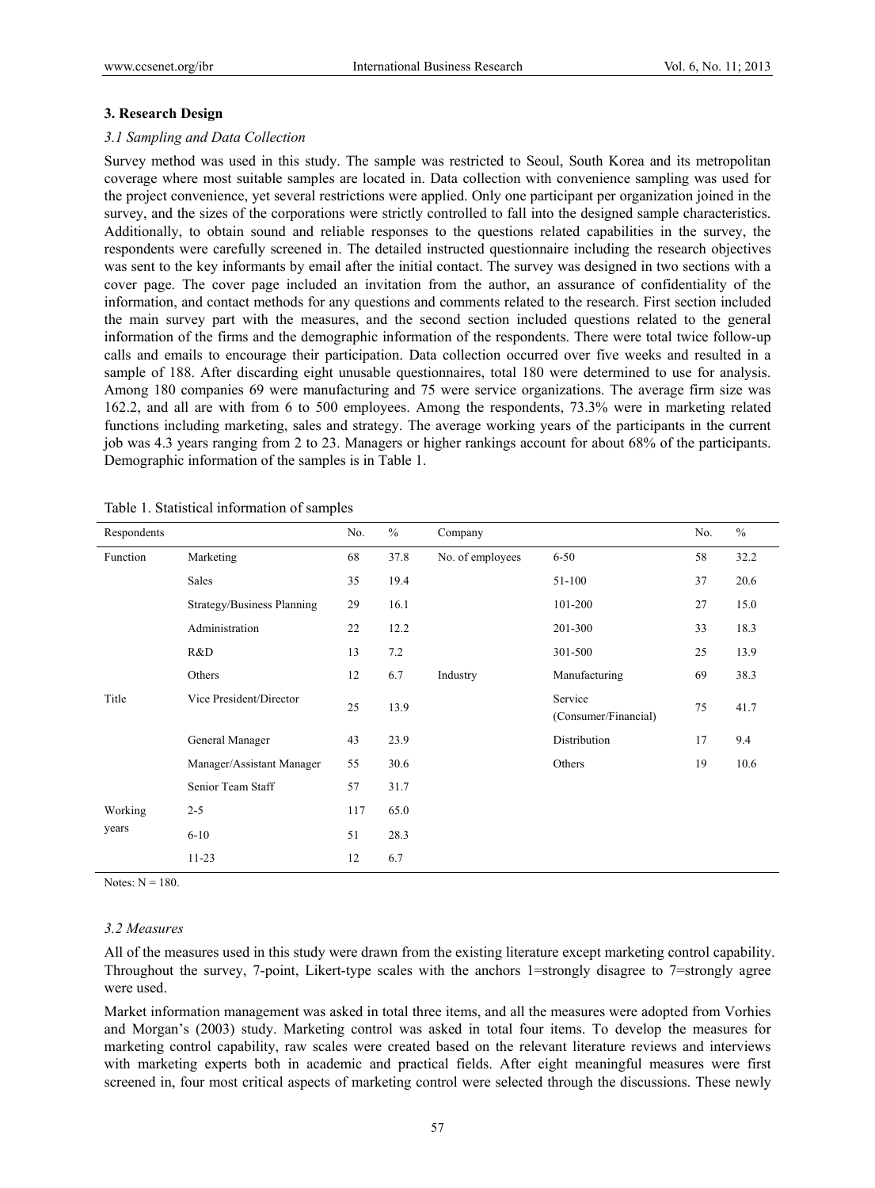## 3. Research Design

### *3.1 Sampling and Data Collection*

Survey method was used in this study. The sample was restricted to Seoul, South Korea and its metropolitan coverage where most suitable samples are located in. Data collection with convenience sampling was used for the project convenience, yet several restrictions were applied. Only one participant per organization joined in the survey, and the sizes of the corporations were strictly controlled to fall into the designed sample characteristics. Additionally, to obtain sound and reliable responses to the questions related capabilities in the survey, the respondents were carefully screened in. The detailed instructed questionnaire including the research objectives was sent to the key informants by email after the initial contact. The survey was designed in two sections with a cover page. The cover page included an invitation from the author, an assurance of confidentiality of the information, and contact methods for any questions and comments related to the research. First section included the main survey part with the measures, and the second section included questions related to the general information of the firms and the demographic information of the respondents. There were total twice follow-up calls and emails to encourage their participation. Data collection occurred over five weeks and resulted in a sample of 188. After discarding eight unusable questionnaires, total 180 were determined to use for analysis. Among 180 companies 69 were manufacturing and 75 were service organizations. The average firm size was 162.2, and all are with from 6 to 500 employees. Among the respondents, 73.3% were in marketing related functions including marketing, sales and strategy. The average working years of the participants in the current job was 4.3 years ranging from 2 to 23. Managers or higher rankings account for about 68% of the participants. Demographic information of the samples is in Table 1.

Table 1. Statistical information of samples

| Respondents | | No. | % | Company | | No. | % |
|---|---|---|---|---|---|---|---|
| Function | Marketing | 68 | 37.8 | No. of employees | 6-50 | 58 | 32.2 |
| | Sales | 35 | 19.4 | | 51-100 | 37 | 20.6 |
| | Strategy/Business Planning | 29 | 16.1 | | 101-200 | 27 | 15.0 |
| | Administration | 22 | 12.2 | | 201-300 | 33 | 18.3 |
| | R&D | 13 | 7.2 | | 301-500 | 25 | 13.9 |
| | Others | 12 | 6.7 | Industry | Manufacturing | 69 | 38.3 |
| Title | Vice President/Director | 25 | 13.9 | | Service (Consumer/Financial) | 75 | 41.7 |
| | General Manager | 43 | 23.9 | | Distribution | 17 | 9.4 |
| | Manager/Assistant Manager | 55 | 30.6 | | Others | 19 | 10.6 |
| | Senior Team Staff | 57 | 31.7 | | | | |
| Working years | 2-5 | 117 | 65.0 | | | | |
| | 6-10 | 51 | 28.3 | | | | |
| | 11-23 | 12 | 6.7 | | | | |

Notes: N = 180.

### *3.2 Measures*

All of the measures used in this study were drawn from the existing literature except marketing control capability. Throughout the survey, 7-point, Likert-type scales with the anchors 1=strongly disagree to 7=strongly agree were used.

Market information management was asked in total three items, and all the measures were adopted from Vorhies and Morgan's (2003) study. Marketing control was asked in total four items. To develop the measures for marketing control capability, raw scales were created based on the relevant literature reviews and interviews with marketing experts both in academic and practical fields. After eight meaningful measures were first screened in, four most critical aspects of marketing control were selected through the discussions. These newly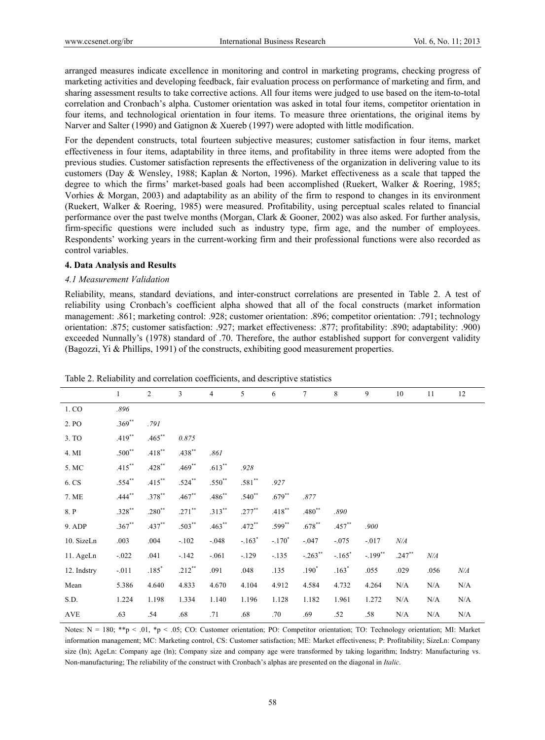arranged measures indicate excellence in monitoring and control in marketing programs, checking progress of marketing activities and developing feedback, fair evaluation process on performance of marketing and firm, and sharing assessment results to take corrective actions. All four items were judged to use based on the item-to-total correlation and Cronbach's alpha. Customer orientation was asked in total four items, competitor orientation in four items, and technological orientation in four items. To measure three orientations, the original items by Narver and Salter (1990) and Gatignon & Xuereb (1997) were adopted with little modification.

For the dependent constructs, total fourteen subjective measures; customer satisfaction in four items, market effectiveness in four items, adaptability in three items, and profitability in three items were adopted from the previous studies. Customer satisfaction represents the effectiveness of the organization in delivering value to its customers (Day & Wensley, 1988; Kaplan & Norton, 1996). Market effectiveness as a scale that tapped the degree to which the firms' market-based goals had been accomplished (Ruekert, Walker & Roering, 1985; Vorhies & Morgan, 2003) and adaptability as an ability of the firm to respond to changes in its environment (Ruekert, Walker & Roering, 1985) were measured. Profitability, using perceptual scales related to financial performance over the past twelve months (Morgan, Clark & Gooner, 2002) was also asked. For further analysis, firm-specific questions were included such as industry type, firm age, and the number of employees. Respondents' working years in the current-working firm and their professional functions were also recorded as control variables.

## 4. Data Analysis and Results

### *4.1 Measurement Validation*

Reliability, means, standard deviations, and inter-construct correlations are presented in Table 2. A test of reliability using Cronbach's coefficient alpha showed that all of the focal constructs (market information management: .861; marketing control: .928; customer orientation: .896; competitor orientation: .791; technology orientation: .875; customer satisfaction: .927; market effectiveness: .877; profitability: .890; adaptability: .900) exceeded Nunnally's (1978) standard of .70. Therefore, the author established support for convergent validity (Bagozzi, Yi & Phillips, 1991) of the constructs, exhibiting good measurement properties.

Table 2. Reliability and correlation coefficients, and descriptive statistics

| | 1 | 2 | 3 | 4 | 5 | 6 | 7 | 8 | 9 | 10 | 11 | 12 |
|---|---|---|---|---|---|---|---|---|---|---|---|---|
| 1. CO | *.896* | | | | | | | | | | | |
| 2. PO | .369** | *.791* | | | | | | | | | | |
| 3. TO | .419** | .465** | *0.875* | | | | | | | | | |
| 4. MI | .500** | .418** | .438** | *.861* | | | | | | | | |
| 5. MC | .415** | .428** | .469** | .613** | *.928* | | | | | | | |
| 6. CS | .554** | .415** | .524** | .550** | .581** | *.927* | | | | | | |
| 7. ME | .444** | .378** | .467** | .486** | .540** | .679** | *.877* | | | | | |
| 8. P | .328** | .280** | .271** | .313** | .277** | .418** | .480** | *.890* | | | | |
| 9. ADP | .367** | .437** | .503** | .463** | .472** | .599** | .678** | .457** | *.900* | | | |
| 10. SizeLn | .003 | .004 | -.102 | -.048 | -.163* | -.170* | -.047 | -.075 | -.017 | *N/A* | | |
| 11. AgeLn | -.022 | .041 | -.142 | -.061 | -.129 | -.135 | -.263** | -.165* | -.199** | .247** | *N/A* | |
| 12. Indstry | -.011 | .185* | .212** | .091 | .048 | .135 | .190* | .163* | .055 | .029 | .056 | *N/A* |
| Mean | 5.386 | 4.640 | 4.833 | 4.670 | 4.104 | 4.912 | 4.584 | 4.732 | 4.264 | N/A | N/A | N/A |
| S.D. | 1.224 | 1.198 | 1.334 | 1.140 | 1.196 | 1.128 | 1.182 | 1.961 | 1.272 | N/A | N/A | N/A |
| AVE | .63 | .54 | .68 | .71 | .68 | .70 | .69 | .52 | .58 | N/A | N/A | N/A |

Notes: N = 180; **p < .01, *p < .05; CO: Customer orientation; PO: Competitor orientation; TO: Technology orientation; MI: Market information management; MC: Marketing control, CS: Customer satisfaction; ME: Market effectiveness; P: Profitability; SizeLn: Company size (ln); AgeLn: Company age (ln); Company size and company age were transformed by taking logarithm; Indstry: Manufacturing vs. Non-manufacturing; The reliability of the construct with Cronbach's alphas are presented on the diagonal in *Italic*.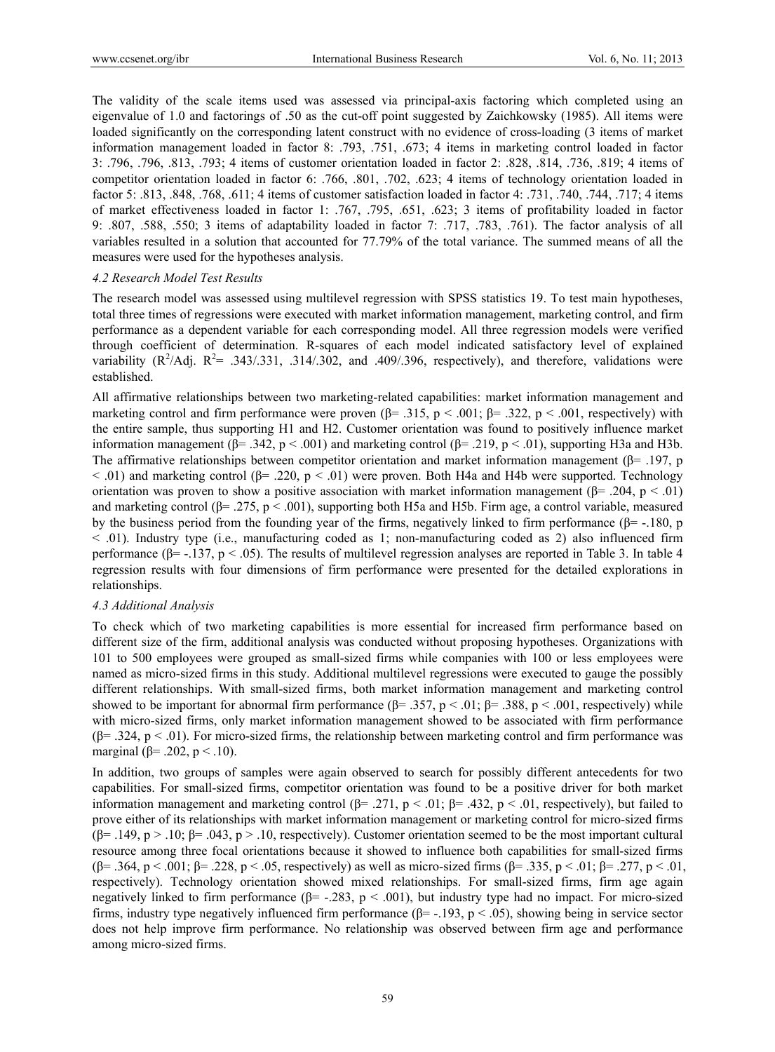The validity of the scale items used was assessed via principal-axis factoring which completed using an eigenvalue of 1.0 and factorings of .50 as the cut-off point suggested by Zaichkowsky (1985). All items were loaded significantly on the corresponding latent construct with no evidence of cross-loading (3 items of market information management loaded in factor 8: .793, .751, .673; 4 items in marketing control loaded in factor 3: .796, .796, .813, .793; 4 items of customer orientation loaded in factor 2: .828, .814, .736, .819; 4 items of competitor orientation loaded in factor 6: .766, .801, .702, .623; 4 items of technology orientation loaded in factor 5: .813, .848, .768, .611; 4 items of customer satisfaction loaded in factor 4: .731, .740, .744, .717; 4 items of market effectiveness loaded in factor 1: .767, .795, .651, .623; 3 items of profitability loaded in factor 9: .807, .588, .550; 3 items of adaptability loaded in factor 7: .717, .783, .761). The factor analysis of all variables resulted in a solution that accounted for 77.79% of the total variance. The summed means of all the measures were used for the hypotheses analysis.

### *4.2 Research Model Test Results*

The research model was assessed using multilevel regression with SPSS statistics 19. To test main hypotheses, total three times of regressions were executed with market information management, marketing control, and firm performance as a dependent variable for each corresponding model. All three regression models were verified through coefficient of determination. R-squares of each model indicated satisfactory level of explained variability ($R^2$/Adj. $R^2$= .343/.331, .314/.302, and .409/.396, respectively), and therefore, validations were established.

All affirmative relationships between two marketing-related capabilities: market information management and marketing control and firm performance were proven (β= .315, $p < .001$; β= .322, $p < .001$, respectively) with the entire sample, thus supporting H1 and H2. Customer orientation was found to positively influence market information management (β= .342, $p < .001$) and marketing control (β= .219, $p < .01$), supporting H3a and H3b. The affirmative relationships between competitor orientation and market information management (β= .197, $p < .01$) and marketing control (β= .220, $p < .01$) were proven. Both H4a and H4b were supported. Technology orientation was proven to show a positive association with market information management (β= .204, $p < .01$) and marketing control (β= .275, $p < .001$), supporting both H5a and H5b. Firm age, a control variable, measured by the business period from the founding year of the firms, negatively linked to firm performance (β= -.180, $p < .01$). Industry type (i.e., manufacturing coded as 1; non-manufacturing coded as 2) also influenced firm performance (β= -.137, $p < .05$). The results of multilevel regression analyses are reported in Table 3. In table 4 regression results with four dimensions of firm performance were presented for the detailed explorations in relationships.

### *4.3 Additional Analysis*

To check which of two marketing capabilities is more essential for increased firm performance based on different size of the firm, additional analysis was conducted without proposing hypotheses. Organizations with 101 to 500 employees were grouped as small-sized firms while companies with 100 or less employees were named as micro-sized firms in this study. Additional multilevel regressions were executed to gauge the possibly different relationships. With small-sized firms, both market information management and marketing control showed to be important for abnormal firm performance (β= .357, $p < .01$; β= .388, $p < .001$, respectively) while with micro-sized firms, only market information management showed to be associated with firm performance (β= .324, $p < .01$). For micro-sized firms, the relationship between marketing control and firm performance was marginal (β= .202, $p < .10$).

In addition, two groups of samples were again observed to search for possibly different antecedents for two capabilities. For small-sized firms, competitor orientation was found to be a positive driver for both market information management and marketing control (β= .271, $p < .01$; β= .432, $p < .01$, respectively), but failed to prove either of its relationships with market information management or marketing control for micro-sized firms (β= .149, $p > .10$; β= .043, $p > .10$, respectively). Customer orientation seemed to be the most important cultural resource among three focal orientations because it showed to influence both capabilities for small-sized firms (β= .364, $p < .001$; β= .228, $p < .05$, respectively) as well as micro-sized firms (β= .335, $p < .01$; β= .277, $p < .01$, respectively). Technology orientation showed mixed relationships. For small-sized firms, firm age again negatively linked to firm performance (β= -.283, $p < .001$), but industry type had no impact. For micro-sized firms, industry type negatively influenced firm performance (β= -.193, $p < .05$), showing being in service sector does not help improve firm performance. No relationship was observed between firm age and performance among micro-sized firms.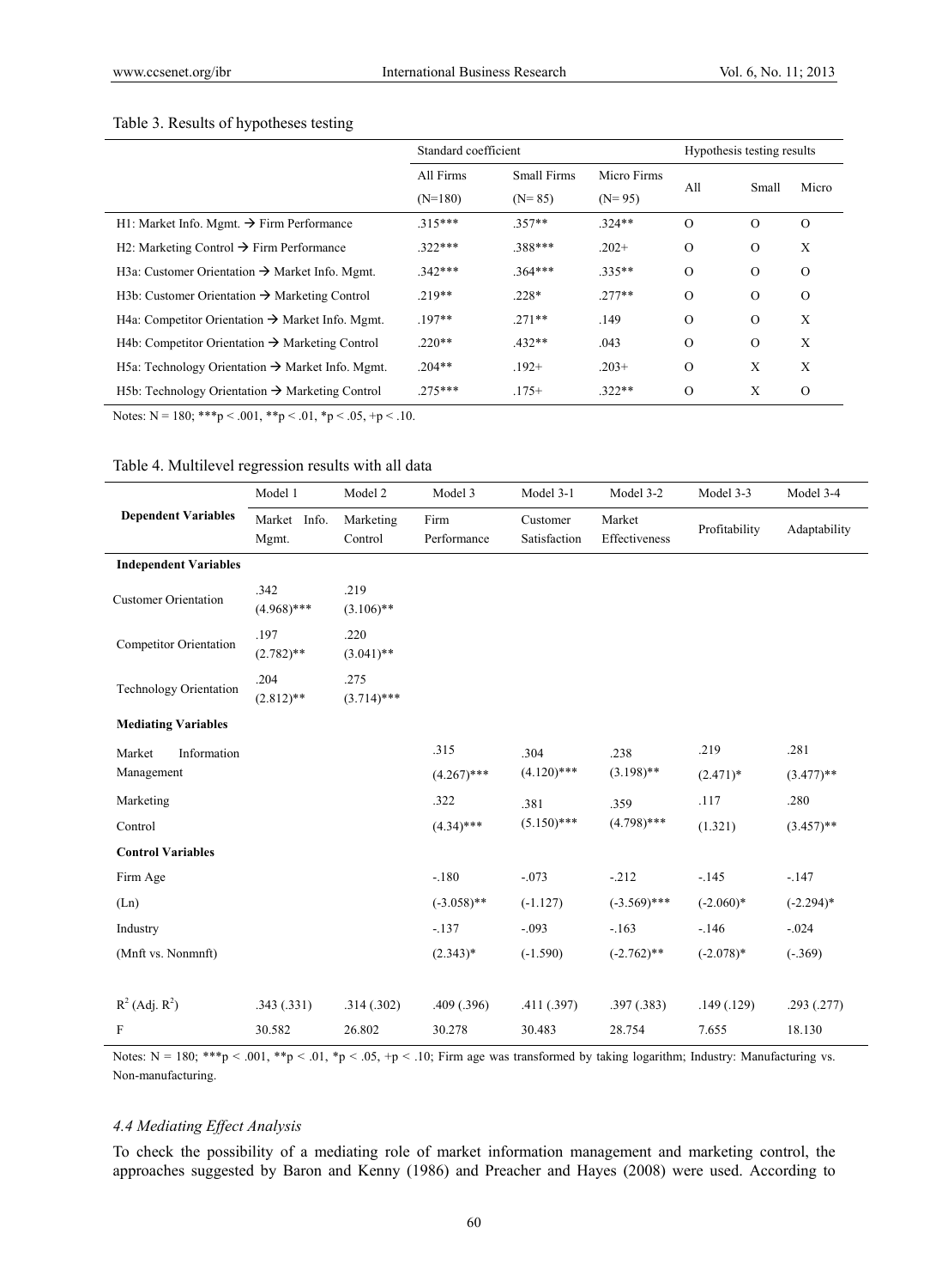Table 3. Results of hypotheses testing

| | Standard coefficient | | | Hypothesis testing results | | |
|---|---|---|---|---|---|---|
| | All Firms (N=180) | Small Firms (N= 85) | Micro Firms (N= 95) | All | Small | Micro |
| H1: Market Info. Mgmt. → Firm Performance | .315*** | .357** | .324** | O | O | O |
| H2: Marketing Control → Firm Performance | .322*** | .388*** | .202+ | O | O | X |
| H3a: Customer Orientation → Market Info. Mgmt. | .342*** | .364*** | .335** | O | O | O |
| H3b: Customer Orientation → Marketing Control | .219** | .228* | .277** | O | O | O |
| H4a: Competitor Orientation → Market Info. Mgmt. | .197** | .271** | .149 | O | O | X |
| H4b: Competitor Orientation → Marketing Control | .220** | .432** | .043 | O | O | X |
| H5a: Technology Orientation → Market Info. Mgmt. | .204** | .192+ | .203+ | O | X | X |
| H5b: Technology Orientation → Marketing Control | .275*** | .175+ | .322** | O | X | O |

Notes: N = 180; ***p < .001, **p < .01, *p < .05, +p < .10.

Table 4. Multilevel regression results with all data

| | Model 1 | Model 2 | Model 3 | Model 3-1 | Model 3-2 | Model 3-3 | Model 3-4 |
|---|---|---|---|---|---|---|---|
| **Dependent Variables** | Market Info. Mgmt. | Marketing Control | Firm Performance | Customer Satisfaction | Market Effectiveness | Profitability | Adaptability |
| **Independent Variables** | | | | | | | |
| Customer Orientation | .342 (4.968)*** | .219 (3.106)** | | | | | |
| Competitor Orientation | .197 (2.782)** | .220 (3.041)** | | | | | |
| Technology Orientation | .204 (2.812)** | .275 (3.714)*** | | | | | |
| **Mediating Variables** | | | | | | | |
| Market Information Management | | | .315 (4.267)*** | .304 (4.120)*** | .238 (3.198)** | .219 (2.471)* | .281 (3.477)** |
| Marketing Control | | | .322 (4.34)*** | .381 (5.150)*** | .359 (4.798)*** | .117 (1.321) | .280 (3.457)** |
| **Control Variables** | | | | | | | |
| Firm Age (Ln) | | | -.180 (-3.058)** | -.073 (-1.127) | -.212 (-3.569)*** | -.145 (-2.060)* | -.147 (-2.294)* |
| Industry (Mnft vs. Nonmnft) | | | -.137 (2.343)* | -.093 (-1.590) | -.163 (-2.762)** | -.146 (-2.078)* | -.024 (-.369) |
| $R^2$ (Adj. $R^2$) | .343 (.331) | .314 (.302) | .409 (.396) | .411 (.397) | .397 (.383) | .149 (.129) | .293 (.277) |
| F | 30.582 | 26.802 | 30.278 | 30.483 | 28.754 | 7.655 | 18.130 |

Notes: N = 180; ***p < .001, **p < .01, *p < .05, +p < .10; Firm age was transformed by taking logarithm; Industry: Manufacturing vs. Non-manufacturing.

### *4.4 Mediating Effect Analysis*

To check the possibility of a mediating role of market information management and marketing control, the approaches suggested by Baron and Kenny (1986) and Preacher and Hayes (2008) were used. According to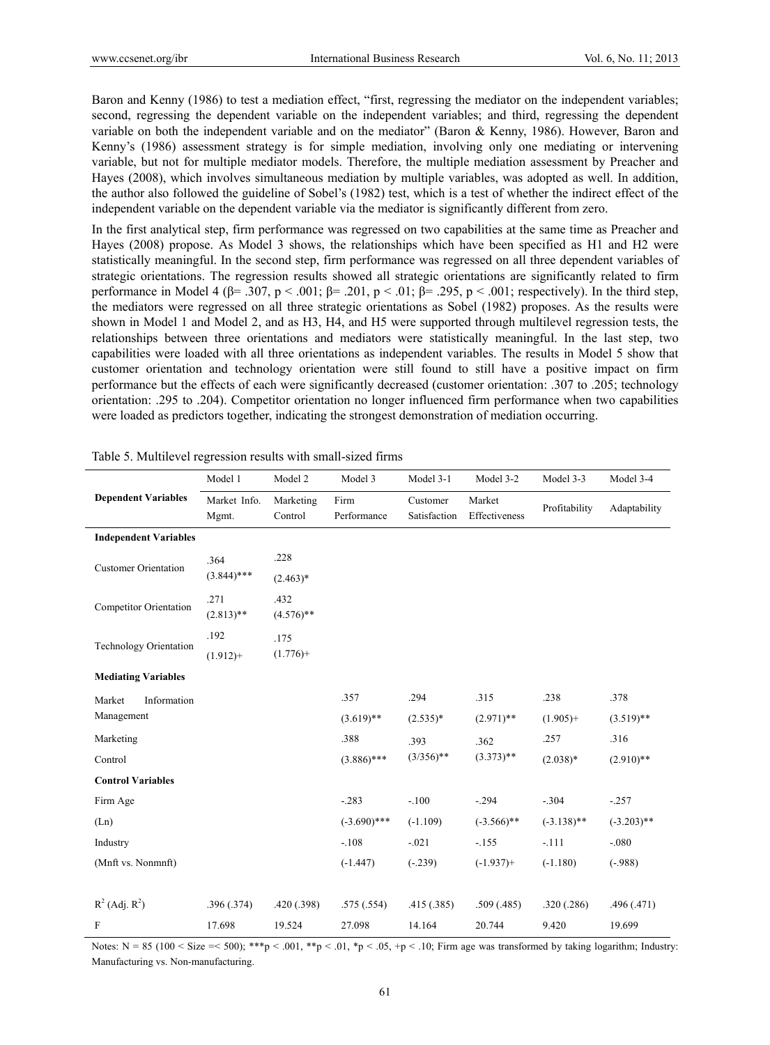Baron and Kenny (1986) to test a mediation effect, "first, regressing the mediator on the independent variables; second, regressing the dependent variable on the independent variables; and third, regressing the dependent variable on both the independent variable and on the mediator" (Baron & Kenny, 1986). However, Baron and Kenny's (1986) assessment strategy is for simple mediation, involving only one mediating or intervening variable, but not for multiple mediator models. Therefore, the multiple mediation assessment by Preacher and Hayes (2008), which involves simultaneous mediation by multiple variables, was adopted as well. In addition, the author also followed the guideline of Sobel's (1982) test, which is a test of whether the indirect effect of the independent variable on the dependent variable via the mediator is significantly different from zero.

In the first analytical step, firm performance was regressed on two capabilities at the same time as Preacher and Hayes (2008) propose. As Model 3 shows, the relationships which have been specified as H1 and H2 were statistically meaningful. In the second step, firm performance was regressed on all three dependent variables of strategic orientations. The regression results showed all strategic orientations are significantly related to firm performance in Model 4 (β= .307, $p < .001$; β= .201, $p < .01$; β= .295, $p < .001$; respectively). In the third step, the mediators were regressed on all three strategic orientations as Sobel (1982) proposes. As the results were shown in Model 1 and Model 2, and as H3, H4, and H5 were supported through multilevel regression tests, the relationships between three orientations and mediators were statistically meaningful. In the last step, two capabilities were loaded with all three orientations as independent variables. The results in Model 5 show that customer orientation and technology orientation were still found to still have a positive impact on firm performance but the effects of each were significantly decreased (customer orientation: .307 to .205; technology orientation: .295 to .204). Competitor orientation no longer influenced firm performance when two capabilities were loaded as predictors together, indicating the strongest demonstration of mediation occurring.

Table 5. Multilevel regression results with small-sized firms

| | Model 1 | Model 2 | Model 3 | Model 3-1 | Model 3-2 | Model 3-3 | Model 3-4 |
|---|---|---|---|---|---|---|---|
| **Dependent Variables** | Market Info. Mgmt. | Marketing Control | Firm Performance | Customer Satisfaction | Market Effectiveness | Profitability | Adaptability |
| **Independent Variables** | | | | | | | |
| Customer Orientation | .364 (3.844)*** | .228 (2.463)* | | | | | |
| Competitor Orientation | .271 (2.813)** | .432 (4.576)** | | | | | |
| Technology Orientation | .192 (1.912)+ | .175 (1.776)+ | | | | | |
| **Mediating Variables** | | | | | | | |
| Market Information Management | | | .357 (3.619)** | .294 (2.535)* | .315 (2.971)** | .238 (1.905)+ | .378 (3.519)** |
| Marketing Control | | | .388 (3.886)*** | .393 (3/356)** | .362 (3.373)** | .257 (2.038)* | .316 (2.910)** |
| **Control Variables** | | | | | | | |
| Firm Age (Ln) | | | -.283 (-3.690)*** | -.100 (-1.109) | -.294 (-3.566)** | -.304 (-3.138)** | -.257 (-3.203)** |
| Industry (Mnft vs. Nonmnft) | | | -.108 (-1.447) | -.021 (-.239) | -.155 (-1.937)+ | -.111 (-1.180) | -.080 (-.988) |
| $R^2$ (Adj. $R^2$) | .396 (.374) | .420 (.398) | .575 (.554) | .415 (.385) | .509 (.485) | .320 (.286) | .496 (.471) |
| F | 17.698 | 19.524 | 27.098 | 14.164 | 20.744 | 9.420 | 19.699 |

Notes: N = 85 (100 < Size =< 500); ***$p < .001$, **$p < .01$, *$p < .05$, +$p < .10$; Firm age was transformed by taking logarithm; Industry: Manufacturing vs. Non-manufacturing.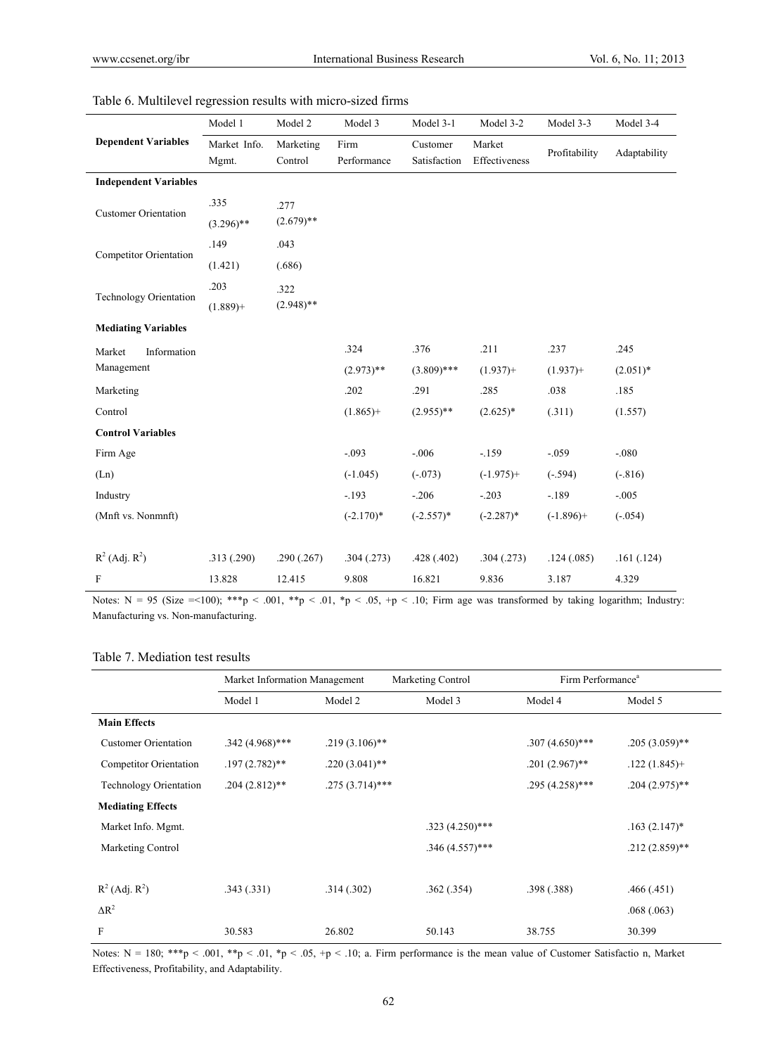Table 6. Multilevel regression results with micro-sized firms

| | Model 1 | Model 2 | Model 3 | Model 3-1 | Model 3-2 | Model 3-3 | Model 3-4 |
|---|---|---|---|---|---|---|---|
| **Dependent Variables** | Market Info. Mgmt. | Marketing Control | Firm Performance | Customer Satisfaction | Market Effectiveness | Profitability | Adaptability |
| **Independent Variables** | | | | | | | |
| Customer Orientation | .335<br>(3.296)** | .277<br>(2.679)** | | | | | |
| Competitor Orientation | .149<br>(1.421) | .043<br>(.686) | | | | | |
| Technology Orientation | .203<br>(1.889)+ | .322<br>(2.948)** | | | | | |
| **Mediating Variables** | | | | | | | |
| Market Information Management | | | .324<br>(2.973)** | .376<br>(3.809)*** | .211<br>(1.937)+ | .237<br>(1.937)+ | .245<br>(2.051)* |
| Marketing Control | | | .202<br>(1.865)+ | .291<br>(2.955)** | .285<br>(2.625)* | .038<br>(.311) | .185<br>(1.557) |
| **Control Variables** | | | | | | | |
| Firm Age (Ln) | | | -.093<br>(-1.045) | -.006<br>(-.073) | -.159<br>(-1.975)+ | -.059<br>(-.594) | -.080<br>(-.816) |
| Industry (Mnft vs. Nonmnft) | | | -.193<br>(-2.170)* | -.206<br>(-2.557)* | -.203<br>(-2.287)* | -.189<br>(-1.896)+ | -.005<br>(-.054) |
| $R^2$ (Adj. $R^2$) | .313 (.290) | .290 (.267) | .304 (.273) | .428 (.402) | .304 (.273) | .124 (.085) | .161 (.124) |
| F | 13.828 | 12.415 | 9.808 | 16.821 | 9.836 | 3.187 | 4.329 |

Notes: N = 95 (Size =<100); ***p < .001, **p < .01, *p < .05, +p < .10; Firm age was transformed by taking logarithm; Industry: Manufacturing vs. Non-manufacturing.

Table 7. Mediation test results

| | Market Information Management | | Marketing Control | Firm Performance[a] | |
|---|---|---|---|---|---|
| | Model 1 | Model 2 | Model 3 | Model 4 | Model 5 |
| **Main Effects** | | | | | |
| Customer Orientation | .342 (4.968)*** | .219 (3.106)** | | .307 (4.650)*** | .205 (3.059)** |
| Competitor Orientation | .197 (2.782)** | .220 (3.041)** | | .201 (2.967)** | .122 (1.845)+ |
| Technology Orientation | .204 (2.812)** | .275 (3.714)*** | | .295 (4.258)*** | .204 (2.975)** |
| **Mediating Effects** | | | | | |
| Market Info. Mgmt. | | | .323 (4.250)*** | | .163 (2.147)* |
| Marketing Control | | | .346 (4.557)*** | | .212 (2.859)** |
| $R^2$ (Adj. $R^2$) | .343 (.331) | .314 (.302) | .362 (.354) | .398 (.388) | .466 (.451) |
| $\Delta R^2$ | | | | | .068 (.063) |
| F | 30.583 | 26.802 | 50.143 | 38.755 | 30.399 |

Notes: N = 180; ***p < .001, **p < .01, *p < .05, +p < .10; a. Firm performance is the mean value of Customer Satisfactio n, Market Effectiveness, Profitability, and Adaptability.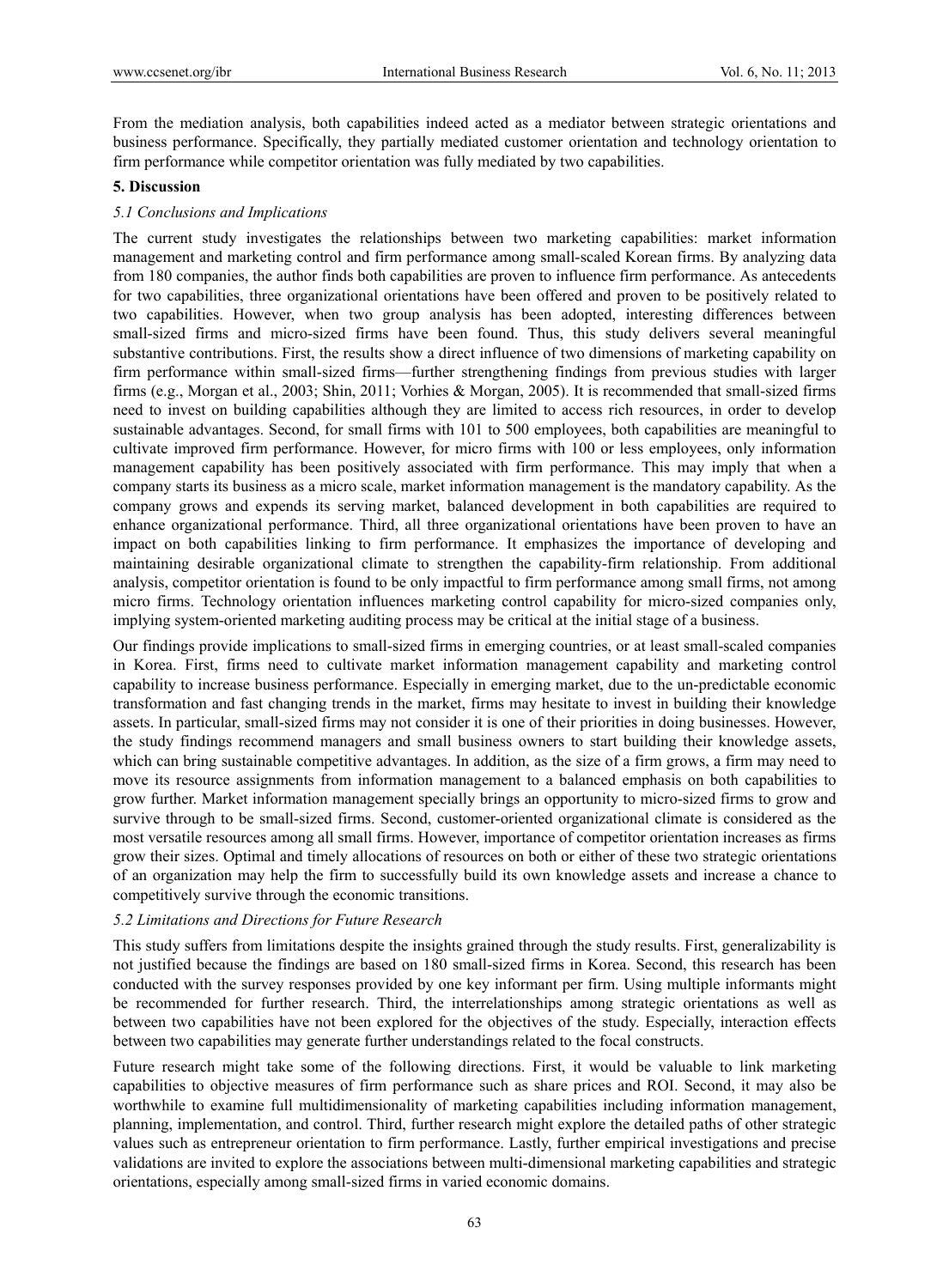From the mediation analysis, both capabilities indeed acted as a mediator between strategic orientations and business performance. Specifically, they partially mediated customer orientation and technology orientation to firm performance while competitor orientation was fully mediated by two capabilities.

## 5. Discussion

### *5.1 Conclusions and Implications*

The current study investigates the relationships between two marketing capabilities: market information management and marketing control and firm performance among small-scaled Korean firms. By analyzing data from 180 companies, the author finds both capabilities are proven to influence firm performance. As antecedents for two capabilities, three organizational orientations have been offered and proven to be positively related to two capabilities. However, when two group analysis has been adopted, interesting differences between small-sized firms and micro-sized firms have been found. Thus, this study delivers several meaningful substantive contributions. First, the results show a direct influence of two dimensions of marketing capability on firm performance within small-sized firms—further strengthening findings from previous studies with larger firms (e.g., Morgan et al., 2003; Shin, 2011; Vorhies & Morgan, 2005). It is recommended that small-sized firms need to invest on building capabilities although they are limited to access rich resources, in order to develop sustainable advantages. Second, for small firms with 101 to 500 employees, both capabilities are meaningful to cultivate improved firm performance. However, for micro firms with 100 or less employees, only information management capability has been positively associated with firm performance. This may imply that when a company starts its business as a micro scale, market information management is the mandatory capability. As the company grows and expends its serving market, balanced development in both capabilities are required to enhance organizational performance. Third, all three organizational orientations have been proven to have an impact on both capabilities linking to firm performance. It emphasizes the importance of developing and maintaining desirable organizational climate to strengthen the capability-firm relationship. From additional analysis, competitor orientation is found to be only impactful to firm performance among small firms, not among micro firms. Technology orientation influences marketing control capability for micro-sized companies only, implying system-oriented marketing auditing process may be critical at the initial stage of a business.

Our findings provide implications to small-sized firms in emerging countries, or at least small-scaled companies in Korea. First, firms need to cultivate market information management capability and marketing control capability to increase business performance. Especially in emerging market, due to the un-predictable economic transformation and fast changing trends in the market, firms may hesitate to invest in building their knowledge assets. In particular, small-sized firms may not consider it is one of their priorities in doing businesses. However, the study findings recommend managers and small business owners to start building their knowledge assets, which can bring sustainable competitive advantages. In addition, as the size of a firm grows, a firm may need to move its resource assignments from information management to a balanced emphasis on both capabilities to grow further. Market information management specially brings an opportunity to micro-sized firms to grow and survive through to be small-sized firms. Second, customer-oriented organizational climate is considered as the most versatile resources among all small firms. However, importance of competitor orientation increases as firms grow their sizes. Optimal and timely allocations of resources on both or either of these two strategic orientations of an organization may help the firm to successfully build its own knowledge assets and increase a chance to competitively survive through the economic transitions.

### *5.2 Limitations and Directions for Future Research*

This study suffers from limitations despite the insights grained through the study results. First, generalizability is not justified because the findings are based on 180 small-sized firms in Korea. Second, this research has been conducted with the survey responses provided by one key informant per firm. Using multiple informants might be recommended for further research. Third, the interrelationships among strategic orientations as well as between two capabilities have not been explored for the objectives of the study. Especially, interaction effects between two capabilities may generate further understandings related to the focal constructs.

Future research might take some of the following directions. First, it would be valuable to link marketing capabilities to objective measures of firm performance such as share prices and ROI. Second, it may also be worthwhile to examine full multidimensionality of marketing capabilities including information management, planning, implementation, and control. Third, further research might explore the detailed paths of other strategic values such as entrepreneur orientation to firm performance. Lastly, further empirical investigations and precise validations are invited to explore the associations between multi-dimensional marketing capabilities and strategic orientations, especially among small-sized firms in varied economic domains.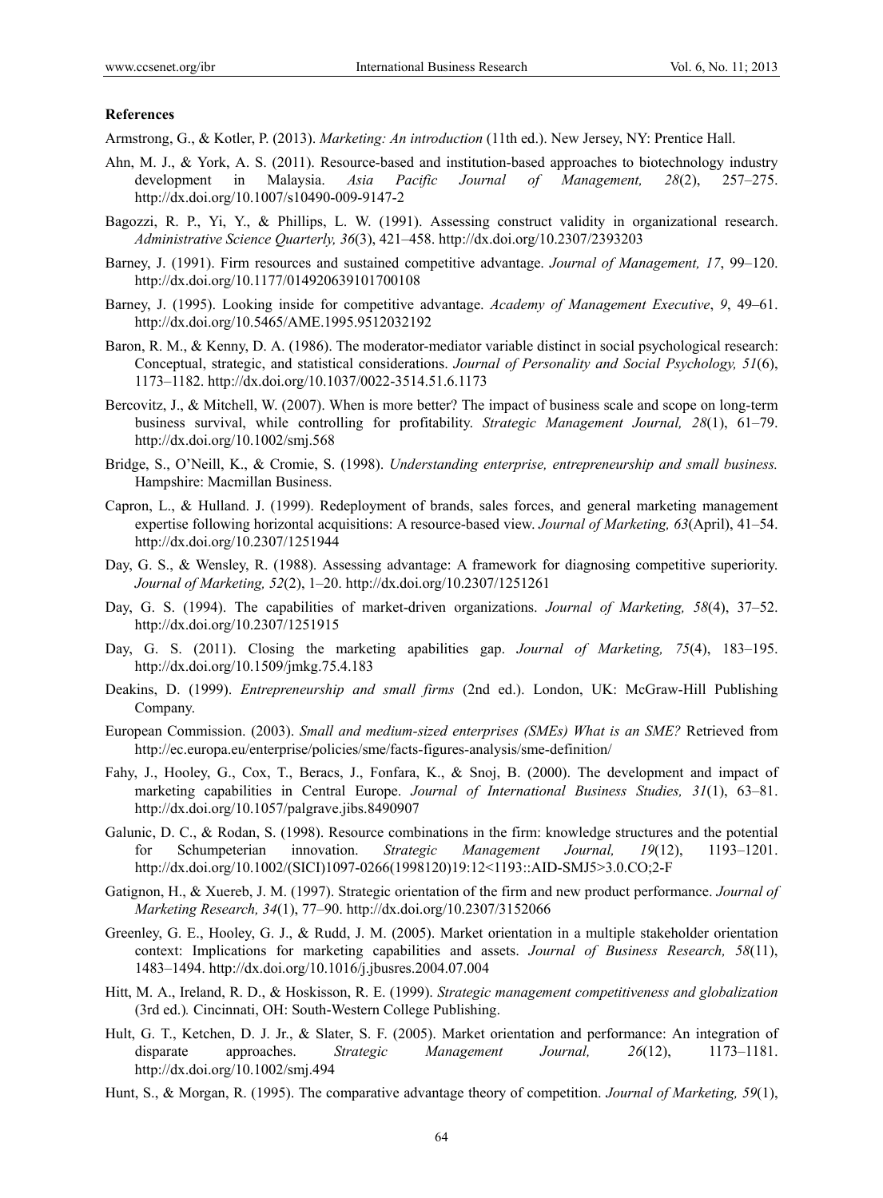**References**

Armstrong, G., & Kotler, P. (2013). *Marketing: An introduction* (11th ed.). New Jersey, NY: Prentice Hall.

Ahn, M. J., & York, A. S. (2011). Resource-based and institution-based approaches to biotechnology industry development in Malaysia. *Asia Pacific Journal of Management, 28*(2), 257–275. http://dx.doi.org/10.1007/s10490-009-9147-2

Bagozzi, R. P., Yi, Y., & Phillips, L. W. (1991). Assessing construct validity in organizational research. *Administrative Science Quarterly, 36*(3), 421–458. http://dx.doi.org/10.2307/2393203

Barney, J. (1991). Firm resources and sustained competitive advantage. *Journal of Management, 17*, 99–120. http://dx.doi.org/10.1177/014920639101700108

Barney, J. (1995). Looking inside for competitive advantage. *Academy of Management Executive*, *9*, 49–61. http://dx.doi.org/10.5465/AME.1995.9512032192

Baron, R. M., & Kenny, D. A. (1986). The moderator-mediator variable distinct in social psychological research: Conceptual, strategic, and statistical considerations. *Journal of Personality and Social Psychology, 51*(6), 1173–1182. http://dx.doi.org/10.1037/0022-3514.51.6.1173

Bercovitz, J., & Mitchell, W. (2007). When is more better? The impact of business scale and scope on long-term business survival, while controlling for profitability. *Strategic Management Journal, 28*(1), 61–79. http://dx.doi.org/10.1002/smj.568

Bridge, S., O'Neill, K., & Cromie, S. (1998). *Understanding enterprise, entrepreneurship and small business.* Hampshire: Macmillan Business.

Capron, L., & Hulland. J. (1999). Redeployment of brands, sales forces, and general marketing management expertise following horizontal acquisitions: A resource-based view. *Journal of Marketing, 63*(April), 41–54. http://dx.doi.org/10.2307/1251944

Day, G. S., & Wensley, R. (1988). Assessing advantage: A framework for diagnosing competitive superiority. *Journal of Marketing, 52*(2), 1–20. http://dx.doi.org/10.2307/1251261

Day, G. S. (1994). The capabilities of market-driven organizations. *Journal of Marketing, 58*(4), 37–52. http://dx.doi.org/10.2307/1251915

Day, G. S. (2011). Closing the marketing apabilities gap. *Journal of Marketing, 75*(4), 183–195. http://dx.doi.org/10.1509/jmkg.75.4.183

Deakins, D. (1999). *Entrepreneurship and small firms* (2nd ed.). London, UK: McGraw-Hill Publishing Company.

European Commission. (2003). *Small and medium-sized enterprises (SMEs) What is an SME?* Retrieved from http://ec.europa.eu/enterprise/policies/sme/facts-figures-analysis/sme-definition/

Fahy, J., Hooley, G., Cox, T., Beracs, J., Fonfara, K., & Snoj, B. (2000). The development and impact of marketing capabilities in Central Europe. *Journal of International Business Studies, 31*(1), 63–81. http://dx.doi.org/10.1057/palgrave.jibs.8490907

Galunic, D. C., & Rodan, S. (1998). Resource combinations in the firm: knowledge structures and the potential for Schumpeterian innovation. *Strategic Management Journal, 19*(12), 1193–1201. http://dx.doi.org/10.1002/(SICI)1097-0266(1998120)19:12<1193::AID-SMJ5>3.0.CO;2-F

Gatignon, H., & Xuereb, J. M. (1997). Strategic orientation of the firm and new product performance. *Journal of Marketing Research, 34*(1), 77–90. http://dx.doi.org/10.2307/3152066

Greenley, G. E., Hooley, G. J., & Rudd, J. M. (2005). Market orientation in a multiple stakeholder orientation context: Implications for marketing capabilities and assets. *Journal of Business Research, 58*(11), 1483–1494. http://dx.doi.org/10.1016/j.jbusres.2004.07.004

Hitt, M. A., Ireland, R. D., & Hoskisson, R. E. (1999). *Strategic management competitiveness and globalization* (3rd ed.)*.* Cincinnati, OH: South-Western College Publishing.

Hult, G. T., Ketchen, D. J. Jr., & Slater, S. F. (2005). Market orientation and performance: An integration of disparate approaches. *Strategic Management Journal, 26*(12), 1173–1181. http://dx.doi.org/10.1002/smj.494

Hunt, S., & Morgan, R. (1995). The comparative advantage theory of competition. *Journal of Marketing, 59*(1),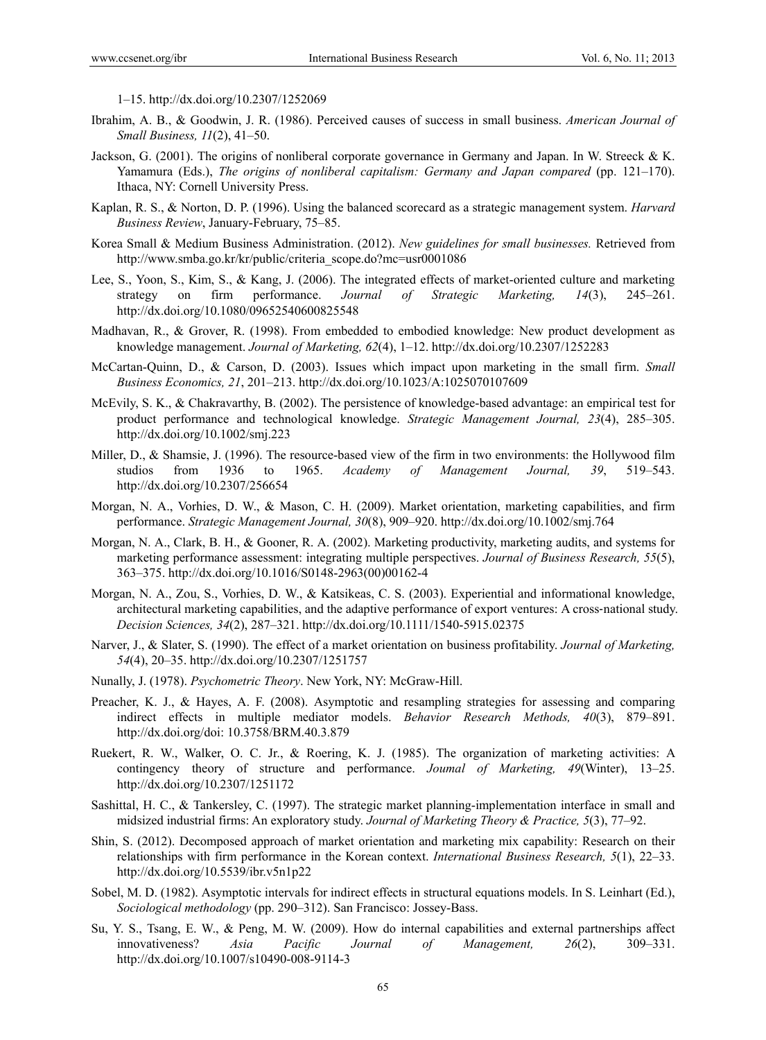1–15. http://dx.doi.org/10.2307/1252069

Ibrahim, A. B., & Goodwin, J. R. (1986). Perceived causes of success in small business. *American Journal of Small Business, 11*(2), 41–50.

Jackson, G. (2001). The origins of nonliberal corporate governance in Germany and Japan. In W. Streeck & K. Yamamura (Eds.), *The origins of nonliberal capitalism: Germany and Japan compared* (pp. 121–170). Ithaca, NY: Cornell University Press.

Kaplan, R. S., & Norton, D. P. (1996). Using the balanced scorecard as a strategic management system. *Harvard Business Review*, January-February, 75–85.

Korea Small & Medium Business Administration. (2012). *New guidelines for small businesses.* Retrieved from http://www.smba.go.kr/kr/public/criteria_scope.do?mc=usr0001086

Lee, S., Yoon, S., Kim, S., & Kang, J. (2006). The integrated effects of market-oriented culture and marketing strategy on firm performance. *Journal of Strategic Marketing, 14*(3), 245–261. http://dx.doi.org/10.1080/09652540600825548

Madhavan, R., & Grover, R. (1998). From embedded to embodied knowledge: New product development as knowledge management. *Journal of Marketing, 62*(4), 1–12. http://dx.doi.org/10.2307/1252283

McCartan-Quinn, D., & Carson, D. (2003). Issues which impact upon marketing in the small firm. *Small Business Economics, 21*, 201–213. http://dx.doi.org/10.1023/A:1025070107609

McEvily, S. K., & Chakravarthy, B. (2002). The persistence of knowledge-based advantage: an empirical test for product performance and technological knowledge. *Strategic Management Journal, 23*(4), 285–305. http://dx.doi.org/10.1002/smj.223

Miller, D., & Shamsie, J. (1996). The resource-based view of the firm in two environments: the Hollywood film studios from 1936 to 1965. *Academy of Management Journal, 39*, 519–543. http://dx.doi.org/10.2307/256654

Morgan, N. A., Vorhies, D. W., & Mason, C. H. (2009). Market orientation, marketing capabilities, and firm performance. *Strategic Management Journal, 30*(8), 909–920. http://dx.doi.org/10.1002/smj.764

Morgan, N. A., Clark, B. H., & Gooner, R. A. (2002). Marketing productivity, marketing audits, and systems for marketing performance assessment: integrating multiple perspectives. *Journal of Business Research, 55*(5), 363–375. http://dx.doi.org/10.1016/S0148-2963(00)00162-4

Morgan, N. A., Zou, S., Vorhies, D. W., & Katsikeas, C. S. (2003). Experiential and informational knowledge, architectural marketing capabilities, and the adaptive performance of export ventures: A cross-national study. *Decision Sciences, 34*(2), 287–321. http://dx.doi.org/10.1111/1540-5915.02375

Narver, J., & Slater, S. (1990). The effect of a market orientation on business profitability. *Journal of Marketing, 54*(4), 20–35. http://dx.doi.org/10.2307/1251757

Nunally, J. (1978). *Psychometric Theory*. New York, NY: McGraw-Hill.

Preacher, K. J., & Hayes, A. F. (2008). Asymptotic and resampling strategies for assessing and comparing indirect effects in multiple mediator models. *Behavior Research Methods, 40*(3), 879–891. http://dx.doi.org/doi: 10.3758/BRM.40.3.879

Ruekert, R. W., Walker, O. C. Jr., & Roering, K. J. (1985). The organization of marketing activities: A contingency theory of structure and performance. *Joumal of Marketing, 49*(Winter), 13–25. http://dx.doi.org/10.2307/1251172

Sashittal, H. C., & Tankersley, C. (1997). The strategic market planning-implementation interface in small and midsized industrial firms: An exploratory study. *Journal of Marketing Theory & Practice, 5*(3), 77–92.

Shin, S. (2012). Decomposed approach of market orientation and marketing mix capability: Research on their relationships with firm performance in the Korean context. *International Business Research, 5*(1), 22–33. http://dx.doi.org/10.5539/ibr.v5n1p22

Sobel, M. D. (1982). Asymptotic intervals for indirect effects in structural equations models. In S. Leinhart (Ed.), *Sociological methodology* (pp. 290–312). San Francisco: Jossey-Bass.

Su, Y. S., Tsang, E. W., & Peng, M. W. (2009). How do internal capabilities and external partnerships affect innovativeness? *Asia Pacific Journal of Management, 26*(2), 309–331. http://dx.doi.org/10.1007/s10490-008-9114-3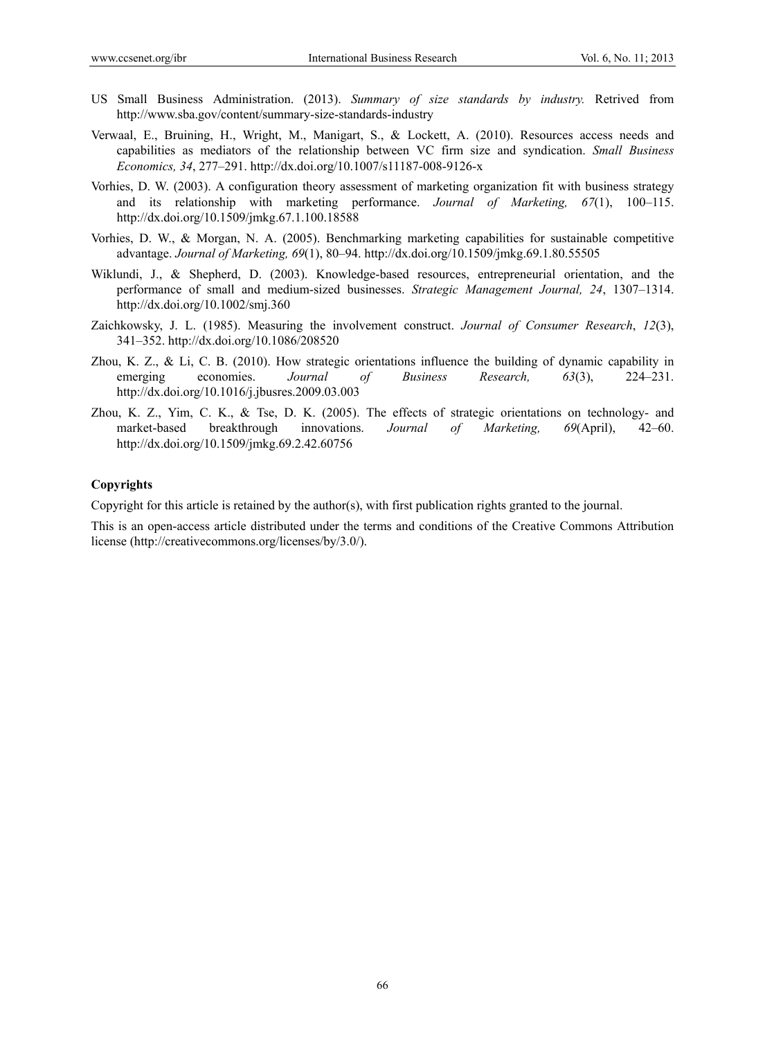US Small Business Administration. (2013). *Summary of size standards by industry.* Retrived from http://www.sba.gov/content/summary-size-standards-industry

Verwaal, E., Bruining, H., Wright, M., Manigart, S., & Lockett, A. (2010). Resources access needs and capabilities as mediators of the relationship between VC firm size and syndication. *Small Business Economics, 34*, 277–291. http://dx.doi.org/10.1007/s11187-008-9126-x

Vorhies, D. W. (2003). A configuration theory assessment of marketing organization fit with business strategy and its relationship with marketing performance. *Journal of Marketing, 67*(1), 100–115. http://dx.doi.org/10.1509/jmkg.67.1.100.18588

Vorhies, D. W., & Morgan, N. A. (2005). Benchmarking marketing capabilities for sustainable competitive advantage. *Journal of Marketing, 69*(1), 80–94. http://dx.doi.org/10.1509/jmkg.69.1.80.55505

Wiklundi, J., & Shepherd, D. (2003). Knowledge-based resources, entrepreneurial orientation, and the performance of small and medium-sized businesses. *Strategic Management Journal, 24*, 1307–1314. http://dx.doi.org/10.1002/smj.360

Zaichkowsky, J. L. (1985). Measuring the involvement construct. *Journal of Consumer Research*, *12*(3), 341–352. http://dx.doi.org/10.1086/208520

Zhou, K. Z., & Li, C. B. (2010). How strategic orientations influence the building of dynamic capability in emerging economies. *Journal of Business Research, 63*(3), 224–231. http://dx.doi.org/10.1016/j.jbusres.2009.03.003

Zhou, K. Z., Yim, C. K., & Tse, D. K. (2005). The effects of strategic orientations on technology- and market-based breakthrough innovations. *Journal of Marketing, 69*(April), 42–60. http://dx.doi.org/10.1509/jmkg.69.2.42.60756

**Copyrights**

Copyright for this article is retained by the author(s), with first publication rights granted to the journal.

This is an open-access article distributed under the terms and conditions of the Creative Commons Attribution license (http://creativecommons.org/licenses/by/3.0/).